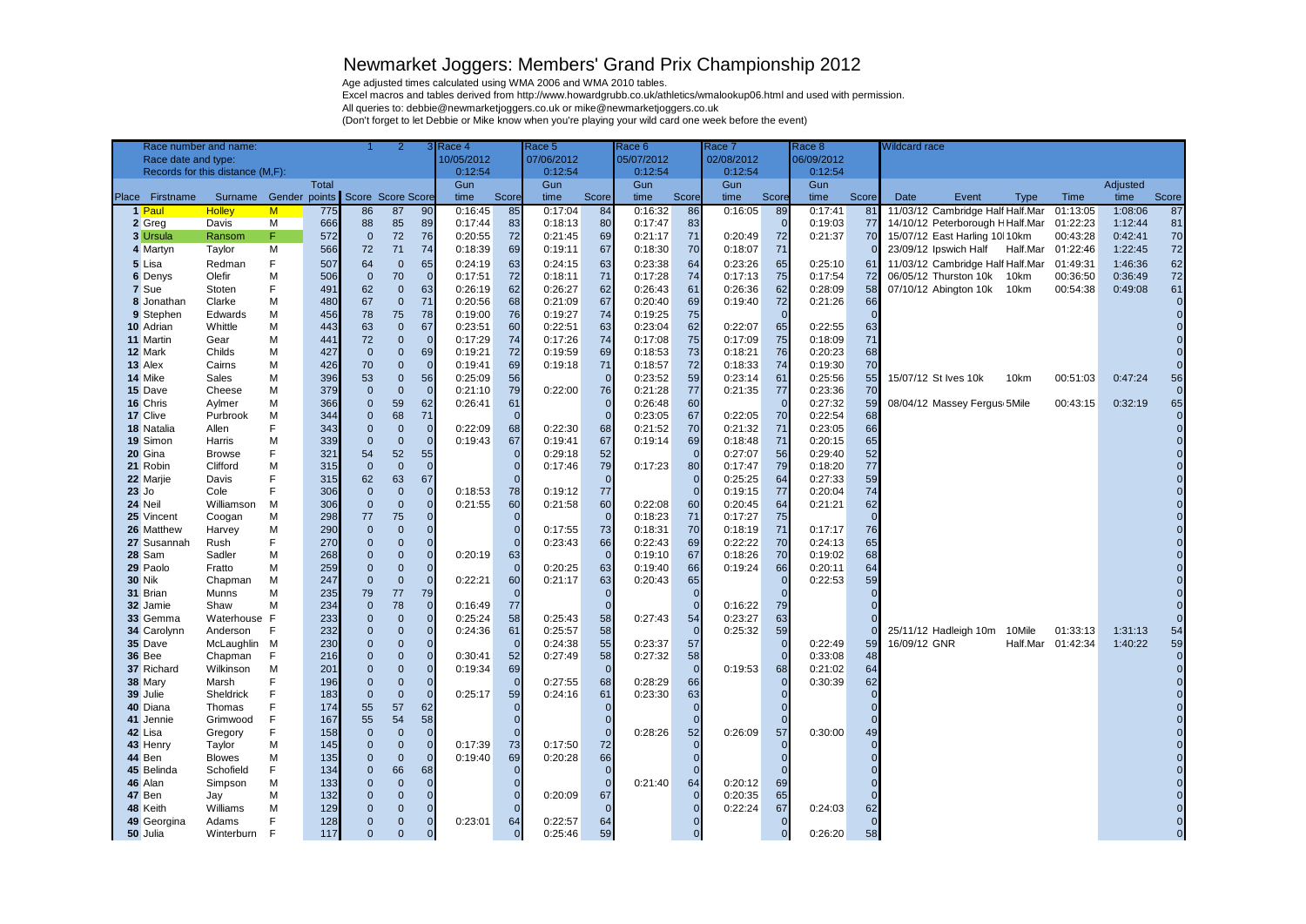# Newmarket Joggers: Members' Grand Prix Championship 2012

Age adjusted times calculated using WMA 2006 and WMA 2010 tables.
Excel macros and tables derived from http://www.howardgrubb.co.uk/athletics/wmalookup06.html and used with permission.
All queries to: debbie@newmarketjoggers.co.uk or mike@newmarketjoggers.co.uk
(Don't forget to let Debbie or Mike know when you're playing your wild card one week before the event)

| Race number and name: | | | | | 1 | 2 | 3 | Race 4 | | Race 5 | | Race 6 | | Race 7 | | Race 8 | | Wildcard race | | | | | |
|---|---|---|---|---|---|---|---|---|---|---|---|---|---|---|---|---|---|---|---|---|---|---|---|
| Race date and type: | | | | | | | | 10/05/2012 | | 07/06/2012 | | 05/07/2012 | | 02/08/2012 | | 06/09/2012 | | | | | | | |
| Records for this distance (M,F): | | | | | | | | 0:12:54 | | 0:12:54 | | 0:12:54 | | 0:12:54 | | 0:12:54 | | | | | | | |
| Place | Firstname | Surname | Gender | Total points | Score | Score | Score | Gun time | Score | Gun time | Score | Gun time | Score | Gun time | Score | Gun time | Score | Date | Event | Type | Time | Adjusted time | Score |
| 1 | Paul | Holley | M | 775 | 86 | 87 | 90 | 0:16:45 | 85 | 0:17:04 | 84 | 0:16:32 | 86 | 0:16:05 | 89 | 0:17:41 | 81 | 11/03/12 | Cambridge Half | Half.Mar | 01:13:05 | 1:08:06 | 87 |
| 2 | Greg | Davis | M | 666 | 88 | 85 | 89 | 0:17:44 | 83 | 0:18:13 | 80 | 0:17:47 | 83 | | 0 | 0:19:03 | 77 | 14/10/12 | Peterborough H | Half.Mar | 01:22:23 | 1:12:44 | 81 |
| 3 | Ursula | Ransom | F | 572 | 0 | 72 | 76 | 0:20:55 | 72 | 0:21:45 | 69 | 0:21:17 | 71 | 0:20:49 | 72 | 0:21:37 | 70 | 15/07/12 | East Harling 10 | 10km | 00:43:28 | 0:42:41 | 70 |
| 4 | Martyn | Taylor | M | 566 | 72 | 71 | 74 | 0:18:39 | 69 | 0:19:11 | 67 | 0:18:30 | 70 | 0:18:07 | 71 | | 0 | 23/09/12 | Ipswich Half | Half.Mar | 01:22:46 | 1:22:45 | 72 |
| 5 | Lisa | Redman | F | 507 | 64 | 0 | 65 | 0:24:19 | 63 | 0:24:15 | 63 | 0:23:38 | 64 | 0:23:26 | 65 | 0:25:10 | 61 | 11/03/12 | Cambridge Half | Half.Mar | 01:49:31 | 1:46:36 | 62 |
| 6 | Denys | Olefir | M | 506 | 0 | 70 | 0 | 0:17:51 | 72 | 0:18:11 | 71 | 0:17:28 | 74 | 0:17:13 | 75 | 0:17:54 | 72 | 06/05/12 | Thurston 10k | 10km | 00:36:50 | 0:36:49 | 72 |
| 7 | Sue | Stoten | F | 491 | 62 | 0 | 63 | 0:26:19 | 62 | 0:26:27 | 62 | 0:26:43 | 61 | 0:26:36 | 62 | 0:28:09 | 58 | 07/10/12 | Abington 10k | 10km | 00:54:38 | 0:49:08 | 61 |
| 8 | Jonathan | Clarke | M | 480 | 67 | 0 | 71 | 0:20:56 | 68 | 0:21:09 | 67 | 0:20:40 | 69 | 0:19:40 | 72 | 0:21:26 | 66 | | | | | | 0 |
| 9 | Stephen | Edwards | M | 456 | 78 | 75 | 78 | 0:19:00 | 76 | 0:19:27 | 74 | 0:19:25 | 75 | | 0 | | 0 | | | | | | 0 |
| 10 | Adrian | Whittle | M | 443 | 63 | 0 | 67 | 0:23:51 | 60 | 0:22:51 | 63 | 0:23:04 | 62 | 0:22:07 | 65 | 0:22:55 | 63 | | | | | | 0 |
| 11 | Martin | Gear | M | 441 | 72 | 0 | 0 | 0:17:29 | 74 | 0:17:26 | 74 | 0:17:08 | 75 | 0:17:09 | 75 | 0:18:09 | 71 | | | | | | 0 |
| 12 | Mark | Childs | M | 427 | 0 | 0 | 69 | 0:19:21 | 72 | 0:19:59 | 69 | 0:18:53 | 73 | 0:18:21 | 76 | 0:20:23 | 68 | | | | | | 0 |
| 13 | Alex | Cairns | M | 426 | 70 | 0 | 0 | 0:19:41 | 69 | 0:19:18 | 71 | 0:18:57 | 72 | 0:18:33 | 74 | 0:19:30 | 70 | | | | | | 0 |
| 14 | Mike | Sales | M | 396 | 53 | 0 | 56 | 0:25:09 | 56 | | 0 | 0:23:52 | 59 | 0:23:14 | 61 | 0:25:56 | 55 | 15/07/12 | St Ives 10k | 10km | 00:51:03 | 0:47:24 | 56 |
| 15 | Dave | Cheese | M | 379 | 0 | 0 | 0 | 0:21:10 | 79 | 0:22:00 | 76 | 0:21:28 | 77 | 0:21:35 | 77 | 0:23:36 | 70 | | | | | | 0 |
| 16 | Chris | Aylmer | M | 366 | 0 | 59 | 62 | 0:26:41 | 61 | | | 0:26:48 | 60 | | 0 | 0:27:32 | 59 | 08/04/12 | Massey Fergus | 5Mile | 00:43:15 | 0:32:19 | 65 |
| 17 | Clive | Purbrook | M | 344 | 0 | 68 | 71 | | 0 | | 0 | 0:23:05 | 67 | 0:22:05 | 70 | 0:22:54 | 68 | | | | | | 0 |
| 18 | Natalia | Allen | F | 343 | 0 | 0 | 0 | 0:22:09 | 68 | 0:22:30 | 68 | 0:21:52 | 70 | 0:21:32 | 71 | 0:23:05 | 66 | | | | | | 0 |
| 19 | Simon | Harris | M | 339 | 0 | 0 | 0 | 0:19:43 | 67 | 0:19:41 | 67 | 0:19:14 | 69 | 0:18:48 | 71 | 0:20:15 | 65 | | | | | | 0 |
| 20 | Gina | Browse | F | 321 | 54 | 52 | 55 | | 0 | 0:29:18 | 52 | | 0 | 0:27:07 | 56 | 0:29:40 | 52 | | | | | | 0 |
| 21 | Robin | Clifford | M | 315 | 0 | 0 | 0 | | 0 | 0:17:46 | 79 | 0:17:23 | 80 | 0:17:47 | 79 | 0:18:20 | 77 | | | | | | 0 |
| 22 | Marjie | Davis | F | 315 | 62 | 63 | 67 | | 0 | | 0 | | 0 | 0:25:25 | 64 | 0:27:33 | 59 | | | | | | 0 |
| 23 | Jo | Cole | F | 306 | 0 | 0 | 0 | 0:18:53 | 78 | 0:19:12 | 77 | | 0 | 0:19:15 | 77 | 0:20:04 | 74 | | | | | | 0 |
| 24 | Neil | Williamson | M | 306 | 0 | 0 | 0 | 0:21:55 | 60 | 0:21:58 | 60 | 0:22:08 | 60 | 0:20:45 | 64 | 0:21:21 | 62 | | | | | | 0 |
| 25 | Vincent | Coogan | M | 298 | 77 | 75 | 0 | | 0 | | 0 | 0:18:23 | 71 | 0:17:27 | 75 | | 0 | | | | | | 0 |
| 26 | Matthew | Harvey | M | 290 | 0 | 0 | 0 | | 0 | 0:17:55 | 73 | 0:18:31 | 70 | 0:18:19 | 71 | 0:17:17 | 76 | | | | | | 0 |
| 27 | Susannah | Rush | F | 270 | 0 | 0 | 0 | | 0 | 0:23:43 | 66 | 0:22:43 | 69 | 0:22:22 | 70 | 0:24:13 | 65 | | | | | | 0 |
| 28 | Sam | Sadler | M | 268 | 0 | 0 | 0 | 0:20:19 | 63 | | 0 | 0:19:10 | 67 | 0:18:26 | 70 | 0:19:02 | 68 | | | | | | 0 |
| 29 | Paolo | Fratto | M | 259 | 0 | 0 | 0 | | 0 | 0:20:25 | 63 | 0:19:40 | 66 | 0:19:24 | 66 | 0:20:11 | 64 | | | | | | 0 |
| 30 | Nik | Chapman | M | 247 | 0 | 0 | 0 | 0:22:21 | 60 | 0:21:17 | 63 | 0:20:43 | 65 | | 0 | 0:22:53 | 59 | | | | | | 0 |
| 31 | Brian | Munns | M | 235 | 79 | 77 | 79 | | 0 | | 0 | | 0 | | 0 | | 0 | | | | | | 0 |
| 32 | Jamie | Shaw | M | 234 | 0 | 78 | 0 | 0:16:49 | 77 | | 0 | | 0 | 0:16:22 | 79 | | 0 | | | | | | 0 |
| 33 | Gemma | Waterhouse | F | 233 | 0 | 0 | 0 | 0:25:24 | 58 | 0:25:43 | 58 | 0:27:43 | 54 | 0:23:27 | 63 | | 0 | | | | | | 0 |
| 34 | Carolynn | Anderson | F | 232 | 0 | 0 | 0 | 0:24:36 | 61 | 0:25:57 | 58 | | 0 | 0:25:32 | 59 | | 0 | 25/11/12 | Hadleigh 10m | 10Mile | 01:33:13 | 1:31:13 | 54 |
| 35 | Dave | McLaughlin | M | 230 | 0 | 0 | 0 | | 0 | 0:24:38 | 55 | 0:23:37 | 57 | | 0 | 0:22:49 | 59 | 16/09/12 | GNR | Half.Mar | 01:42:34 | 1:40:22 | 59 |
| 36 | Bee | Chapman | F | 216 | 0 | 0 | 0 | 0:30:41 | 52 | 0:27:49 | 58 | 0:27:32 | 58 | | 0 | 0:33:08 | 48 | | | | | | 0 |
| 37 | Richard | Wilkinson | M | 201 | 0 | 0 | 0 | 0:19:34 | 69 | | | | 0 | 0:19:53 | 68 | 0:21:02 | 64 | | | | | | 0 |
| 38 | Mary | Marsh | F | 196 | 0 | 0 | 0 | | 0 | 0:27:55 | 68 | 0:28:29 | 66 | | 0 | 0:30:39 | 62 | | | | | | 0 |
| 39 | Julie | Sheldrick | F | 183 | 0 | 0 | 0 | 0:25:17 | 59 | 0:24:16 | 61 | 0:23:30 | 63 | | 0 | | 0 | | | | | | 0 |
| 40 | Diana | Thomas | F | 174 | 55 | 57 | 62 | | 0 | | 0 | | 0 | | 0 | | 0 | | | | | | 0 |
| 41 | Jennie | Grimwood | F | 167 | 55 | 54 | 58 | | 0 | | 0 | | 0 | | 0 | | 0 | | | | | | 0 |
| 42 | Lisa | Gregory | F | 158 | 0 | 0 | 0 | | 0 | | 0 | 0:28:26 | 52 | 0:26:09 | 57 | 0:30:00 | 49 | | | | | | 0 |
| 43 | Henry | Taylor | M | 145 | 0 | 0 | 0 | 0:17:39 | 73 | 0:17:50 | 72 | | 0 | | 0 | | 0 | | | | | | 0 |
| 44 | Ben | Blowes | M | 135 | 0 | 0 | 0 | 0:19:40 | 69 | 0:20:28 | 66 | | 0 | | 0 | | 0 | | | | | | 0 |
| 45 | Belinda | Schofield | F | 134 | 0 | 66 | 68 | | 0 | | 0 | | 0 | | 0 | | 0 | | | | | | 0 |
| 46 | Alan | Simpson | M | 133 | 0 | 0 | 0 | | 0 | | 0 | 0:21:40 | 64 | 0:20:12 | 69 | | 0 | | | | | | 0 |
| 47 | Ben | Jay | M | 132 | 0 | 0 | 0 | | 0 | 0:20:09 | 67 | | 0 | 0:20:35 | 65 | | 0 | | | | | | 0 |
| 48 | Keith | Williams | M | 129 | 0 | 0 | 0 | | 0 | | 0 | | 0 | 0:22:24 | 67 | 0:24:03 | 62 | | | | | | 0 |
| 49 | Georgina | Adams | F | 128 | 0 | 0 | 0 | 0:23:01 | 64 | 0:22:57 | 64 | | 0 | | 0 | | 0 | | | | | | 0 |
| 50 | Julia | Winterburn | F | 117 | 0 | 0 | 0 | | 0 | 0:25:46 | 59 | | 0 | | 0 | 0:26:20 | 58 | | | | | | 0 |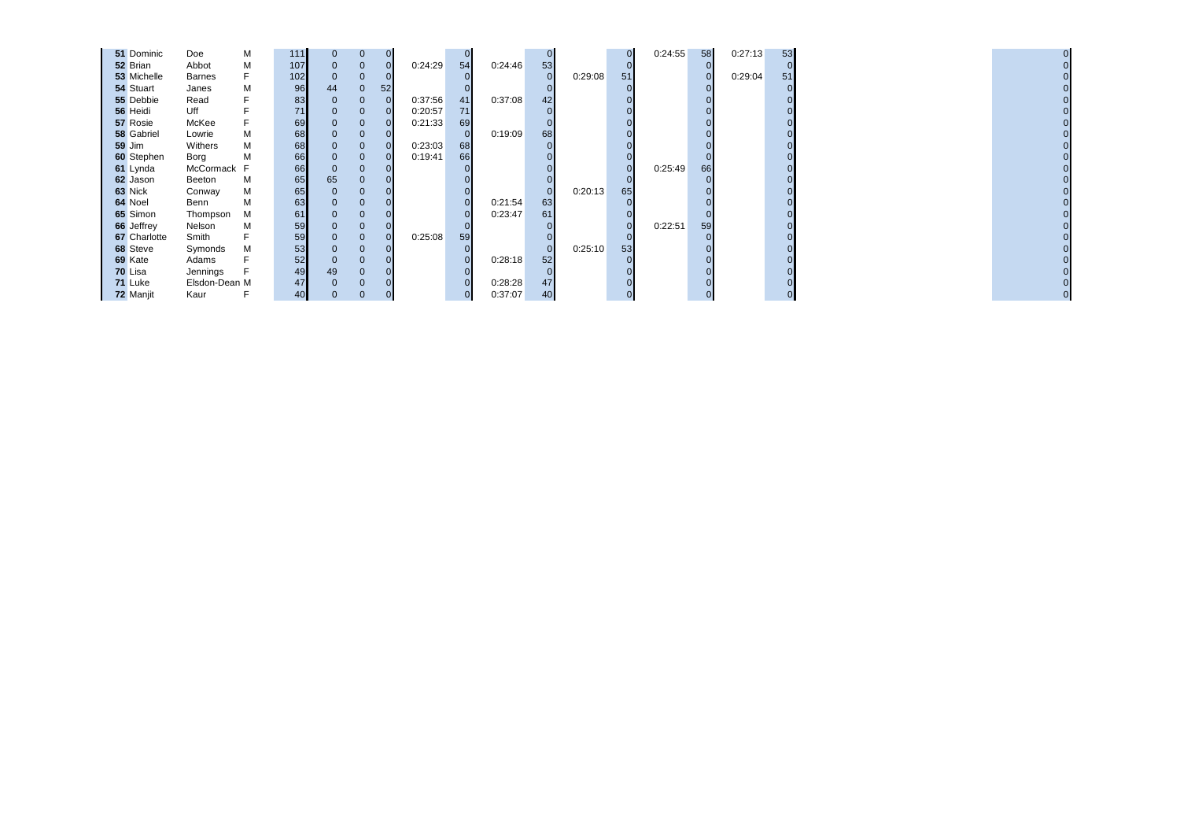| | | | | | | | | | | | | | | | | | | |
|---|---|---|---|---|---|---|---|---|---|---|---|---|---|---|---|---|---|---|
| **51** | Dominic | Doe | M | 111 | 0 | 0 | 0 | | 0 | | 0 | | 0 | 0:24:55 | 58 | 0:27:13 | 53 | 0 |
| **52** | Brian | Abbot | M | 107 | 0 | 0 | 0 | 0:24:29 | 54 | 0:24:46 | 53 | | 0 | | 0 | | 0 | 0 |
| **53** | Michelle | Barnes | F | 102 | 0 | 0 | 0 | | 0 | | 0 | 0:29:08 | 51 | | 0 | 0:29:04 | 51 | 0 |
| **54** | Stuart | Janes | M | 96 | 44 | 0 | 52 | | 0 | | 0 | | 0 | | 0 | | 0 | 0 |
| **55** | Debbie | Read | F | 83 | 0 | 0 | 0 | 0:37:56 | 41 | 0:37:08 | 42 | | 0 | | 0 | | 0 | 0 |
| **56** | Heidi | Uff | F | 71 | 0 | 0 | 0 | 0:20:57 | 71 | | 0 | | 0 | | 0 | | 0 | 0 |
| **57** | Rosie | McKee | F | 69 | 0 | 0 | 0 | 0:21:33 | 69 | | 0 | | 0 | | 0 | | 0 | 0 |
| **58** | Gabriel | Lowrie | M | 68 | 0 | 0 | 0 | | 0 | 0:19:09 | 68 | | 0 | | 0 | | 0 | 0 |
| **59** | Jim | Withers | M | 68 | 0 | 0 | 0 | 0:23:03 | 68 | | 0 | | 0 | | 0 | | 0 | 0 |
| **60** | Stephen | Borg | M | 66 | 0 | 0 | 0 | 0:19:41 | 66 | | 0 | | 0 | | 0 | | 0 | 0 |
| **61** | Lynda | McCormack | F | 66 | 0 | 0 | 0 | | 0 | | 0 | | 0 | 0:25:49 | 66 | | 0 | 0 |
| **62** | Jason | Beeton | M | 65 | 65 | 0 | 0 | | 0 | | 0 | | 0 | | 0 | | 0 | 0 |
| **63** | Nick | Conway | M | 65 | 0 | 0 | 0 | | 0 | | 0 | 0:20:13 | 65 | | 0 | | 0 | 0 |
| **64** | Noel | Benn | M | 63 | 0 | 0 | 0 | | 0 | 0:21:54 | 63 | | 0 | | 0 | | 0 | 0 |
| **65** | Simon | Thompson | M | 61 | 0 | 0 | 0 | | 0 | 0:23:47 | 61 | | 0 | | 0 | | 0 | 0 |
| **66** | Jeffrey | Nelson | M | 59 | 0 | 0 | 0 | | 0 | | 0 | | 0 | 0:22:51 | 59 | | 0 | 0 |
| **67** | Charlotte | Smith | F | 59 | 0 | 0 | 0 | 0:25:08 | 59 | | 0 | | 0 | | 0 | | 0 | 0 |
| **68** | Steve | Symonds | M | 53 | 0 | 0 | 0 | | 0 | | 0 | 0:25:10 | 53 | | 0 | | 0 | 0 |
| **69** | Kate | Adams | F | 52 | 0 | 0 | 0 | | 0 | 0:28:18 | 52 | | 0 | | 0 | | 0 | 0 |
| **70** | Lisa | Jennings | F | 49 | 49 | 0 | 0 | | 0 | | 0 | | 0 | | 0 | | 0 | 0 |
| **71** | Luke | Elsdon-Dean | M | 47 | 0 | 0 | 0 | | 0 | 0:28:28 | 47 | | 0 | | 0 | | 0 | 0 |
| **72** | Manjit | Kaur | F | 40 | 0 | 0 | 0 | | 0 | 0:37:07 | 40 | | 0 | | 0 | | 0 | 0 |